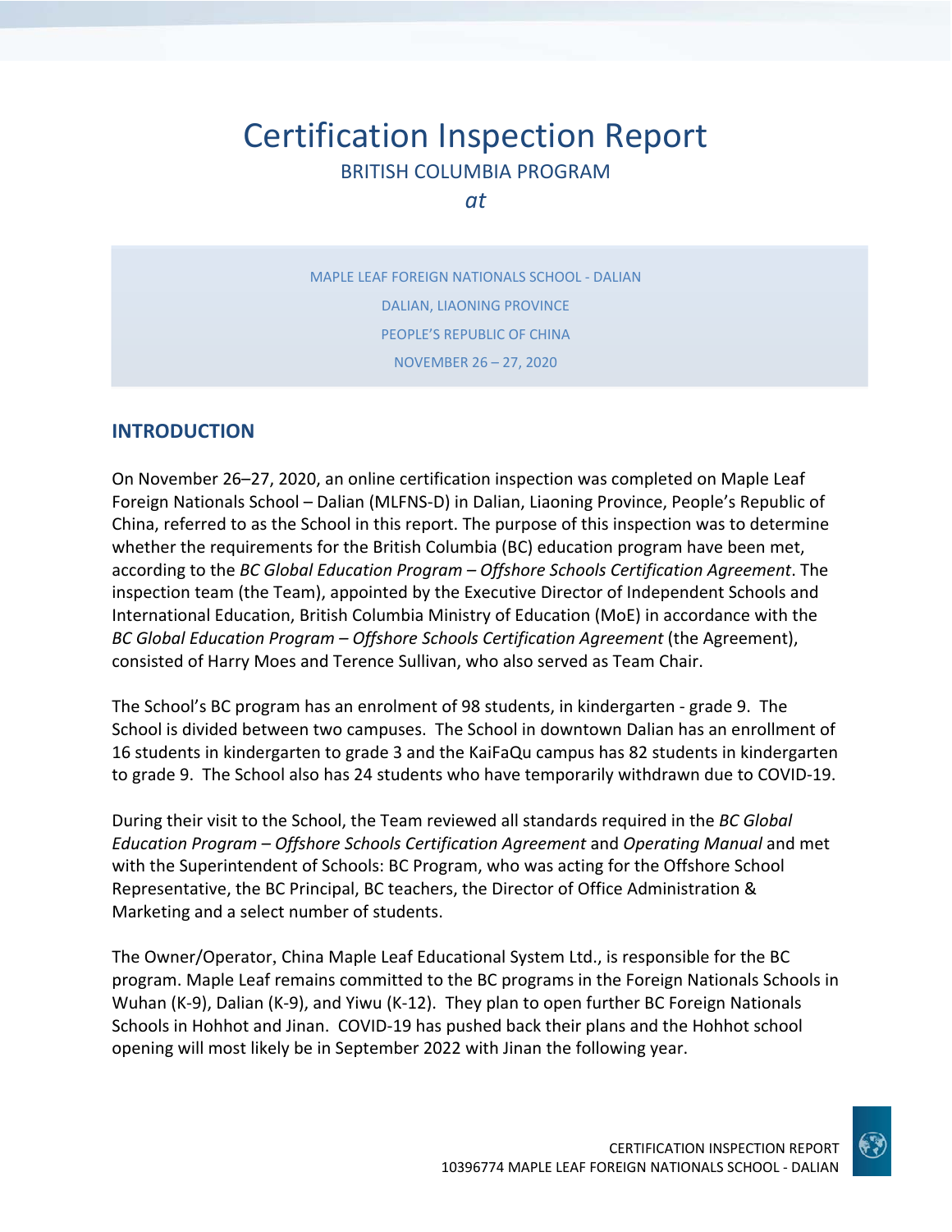# Certification Inspection Report

BRITISH COLUMBIA PROGRAM

*at*

MAPLE LEAF FOREIGN NATIONALS SCHOOL - DALIAN

DALIAN, LIAONING PROVINCE

PEOPLE'S REPUBLIC OF CHINA

NOVEMBER 26 – 27, 2020

## INTRODUCTION

On November 26–27, 2020, an online certification inspection was completed on Maple Leaf Foreign Nationals School – Dalian (MLFNS-D) in Dalian, Liaoning Province, People's Republic of China, referred to as the School in this report. The purpose of this inspection was to determine whether the requirements for the British Columbia (BC) education program have been met, according to the *BC Global Education Program – Offshore Schools Certification Agreement*. The inspection team (the Team), appointed by the Executive Director of Independent Schools and International Education, British Columbia Ministry of Education (MoE) in accordance with the *BC Global Education Program – Offshore Schools Certification Agreement* (the Agreement), consisted of Harry Moes and Terence Sullivan, who also served as Team Chair.

The School's BC program has an enrolment of 98 students, in kindergarten - grade 9. The School is divided between two campuses. The School in downtown Dalian has an enrollment of 16 students in kindergarten to grade 3 and the KaiFaQu campus has 82 students in kindergarten to grade 9. The School also has 24 students who have temporarily withdrawn due to COVID-19.

During their visit to the School, the Team reviewed all standards required in the *BC Global Education Program – Offshore Schools Certification Agreement* and *Operating Manual* and met with the Superintendent of Schools: BC Program, who was acting for the Offshore School Representative, the BC Principal, BC teachers, the Director of Office Administration & Marketing and a select number of students.

The Owner/Operator, China Maple Leaf Educational System Ltd., is responsible for the BC program. Maple Leaf remains committed to the BC programs in the Foreign Nationals Schools in Wuhan (K-9), Dalian (K-9), and Yiwu (K-12). They plan to open further BC Foreign Nationals Schools in Hohhot and Jinan. COVID-19 has pushed back their plans and the Hohhot school opening will most likely be in September 2022 with Jinan the following year.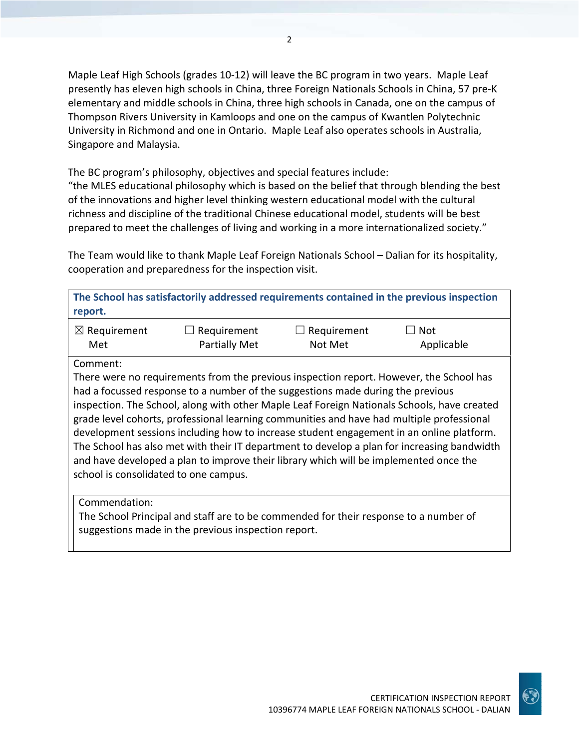Maple Leaf High Schools (grades 10-12) will leave the BC program in two years. Maple Leaf presently has eleven high schools in China, three Foreign Nationals Schools in China, 57 pre-K elementary and middle schools in China, three high schools in Canada, one on the campus of Thompson Rivers University in Kamloops and one on the campus of Kwantlen Polytechnic University in Richmond and one in Ontario. Maple Leaf also operates schools in Australia, Singapore and Malaysia.

The BC program's philosophy, objectives and special features include:
"the MLES educational philosophy which is based on the belief that through blending the best of the innovations and higher level thinking western educational model with the cultural richness and discipline of the traditional Chinese educational model, students will be best prepared to meet the challenges of living and working in a more internationalized society."

The Team would like to thank Maple Leaf Foreign Nationals School – Dalian for its hospitality, cooperation and preparedness for the inspection visit.

| **The School has satisfactorily addressed requirements contained in the previous inspection report.** | | | |
|---|---|---|---|
| ☒ Requirement Met | ☐ Requirement Partially Met | ☐ Requirement Not Met | ☐ Not Applicable |

Comment:
There were no requirements from the previous inspection report. However, the School has had a focussed response to a number of the suggestions made during the previous inspection. The School, along with other Maple Leaf Foreign Nationals Schools, have created grade level cohorts, professional learning communities and have had multiple professional development sessions including how to increase student engagement in an online platform. The School has also met with their IT department to develop a plan for increasing bandwidth and have developed a plan to improve their library which will be implemented once the school is consolidated to one campus.

Commendation:
The School Principal and staff are to be commended for their response to a number of suggestions made in the previous inspection report.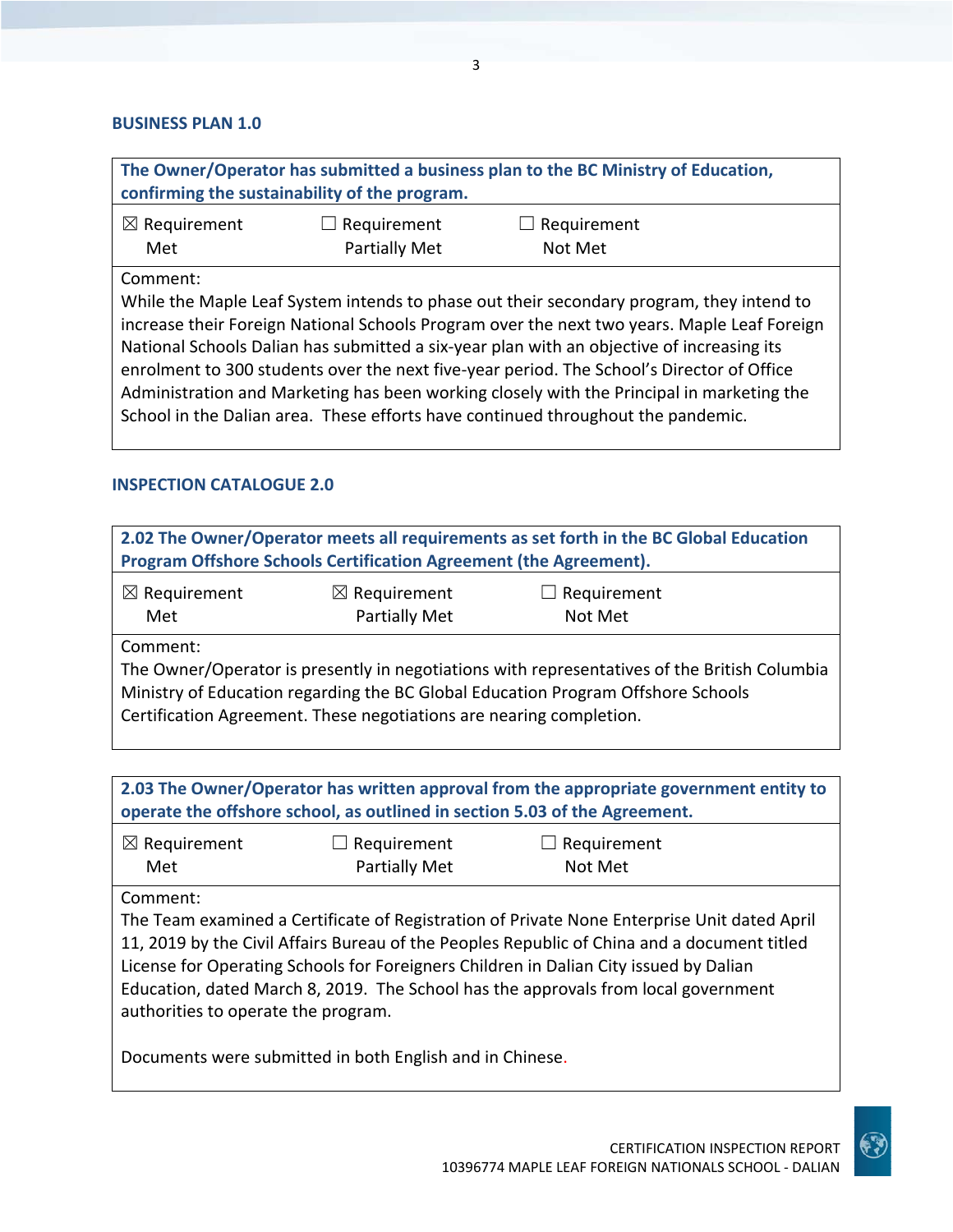## BUSINESS PLAN 1.0

| The Owner/Operator has submitted a business plan to the BC Ministry of Education, confirming the sustainability of the program. | | |
|---|---|---|
| ☒ Requirement Met | ☐ Requirement Partially Met | ☐ Requirement Not Met |
| Comment:<br>While the Maple Leaf System intends to phase out their secondary program, they intend to increase their Foreign National Schools Program over the next two years. Maple Leaf Foreign National Schools Dalian has submitted a six-year plan with an objective of increasing its enrolment to 300 students over the next five-year period. The School's Director of Office Administration and Marketing has been working closely with the Principal in marketing the School in the Dalian area. These efforts have continued throughout the pandemic. | | |

## INSPECTION CATALOGUE 2.0

| 2.02 The Owner/Operator meets all requirements as set forth in the BC Global Education Program Offshore Schools Certification Agreement (the Agreement). | | |
|---|---|---|
| ☒ Requirement Met | ☒ Requirement Partially Met | ☐ Requirement Not Met |
| Comment:<br>The Owner/Operator is presently in negotiations with representatives of the British Columbia Ministry of Education regarding the BC Global Education Program Offshore Schools Certification Agreement. These negotiations are nearing completion. | | |

| 2.03 The Owner/Operator has written approval from the appropriate government entity to operate the offshore school, as outlined in section 5.03 of the Agreement. | | |
|---|---|---|
| ☒ Requirement Met | ☐ Requirement Partially Met | ☐ Requirement Not Met |
| Comment:<br>The Team examined a Certificate of Registration of Private None Enterprise Unit dated April 11, 2019 by the Civil Affairs Bureau of the Peoples Republic of China and a document titled License for Operating Schools for Foreigners Children in Dalian City issued by Dalian Education, dated March 8, 2019. The School has the approvals from local government authorities to operate the program.<br><br>Documents were submitted in both English and in Chinese. | | |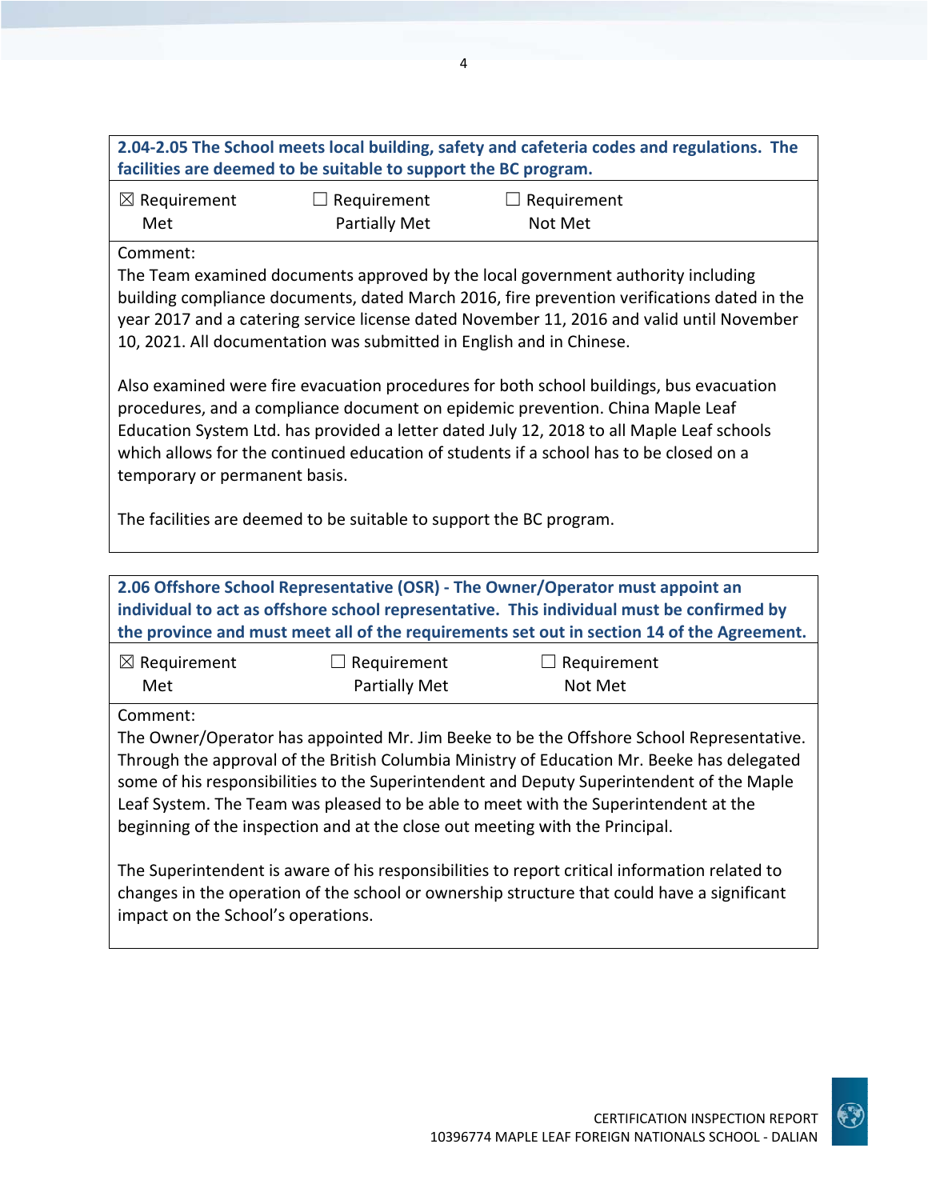**2.04-2.05 The School meets local building, safety and cafeteria codes and regulations. The facilities are deemed to be suitable to support the BC program.**

☒ Requirement Met ☐ Requirement Partially Met ☐ Requirement Not Met

Comment:

The Team examined documents approved by the local government authority including building compliance documents, dated March 2016, fire prevention verifications dated in the year 2017 and a catering service license dated November 11, 2016 and valid until November 10, 2021. All documentation was submitted in English and in Chinese.

Also examined were fire evacuation procedures for both school buildings, bus evacuation procedures, and a compliance document on epidemic prevention. China Maple Leaf Education System Ltd. has provided a letter dated July 12, 2018 to all Maple Leaf schools which allows for the continued education of students if a school has to be closed on a temporary or permanent basis.

The facilities are deemed to be suitable to support the BC program.

**2.06 Offshore School Representative (OSR) - The Owner/Operator must appoint an individual to act as offshore school representative. This individual must be confirmed by the province and must meet all of the requirements set out in section 14 of the Agreement.**

☒ Requirement Met ☐ Requirement Partially Met ☐ Requirement Not Met

Comment:

The Owner/Operator has appointed Mr. Jim Beeke to be the Offshore School Representative. Through the approval of the British Columbia Ministry of Education Mr. Beeke has delegated some of his responsibilities to the Superintendent and Deputy Superintendent of the Maple Leaf System. The Team was pleased to be able to meet with the Superintendent at the beginning of the inspection and at the close out meeting with the Principal.

The Superintendent is aware of his responsibilities to report critical information related to changes in the operation of the school or ownership structure that could have a significant impact on the School's operations.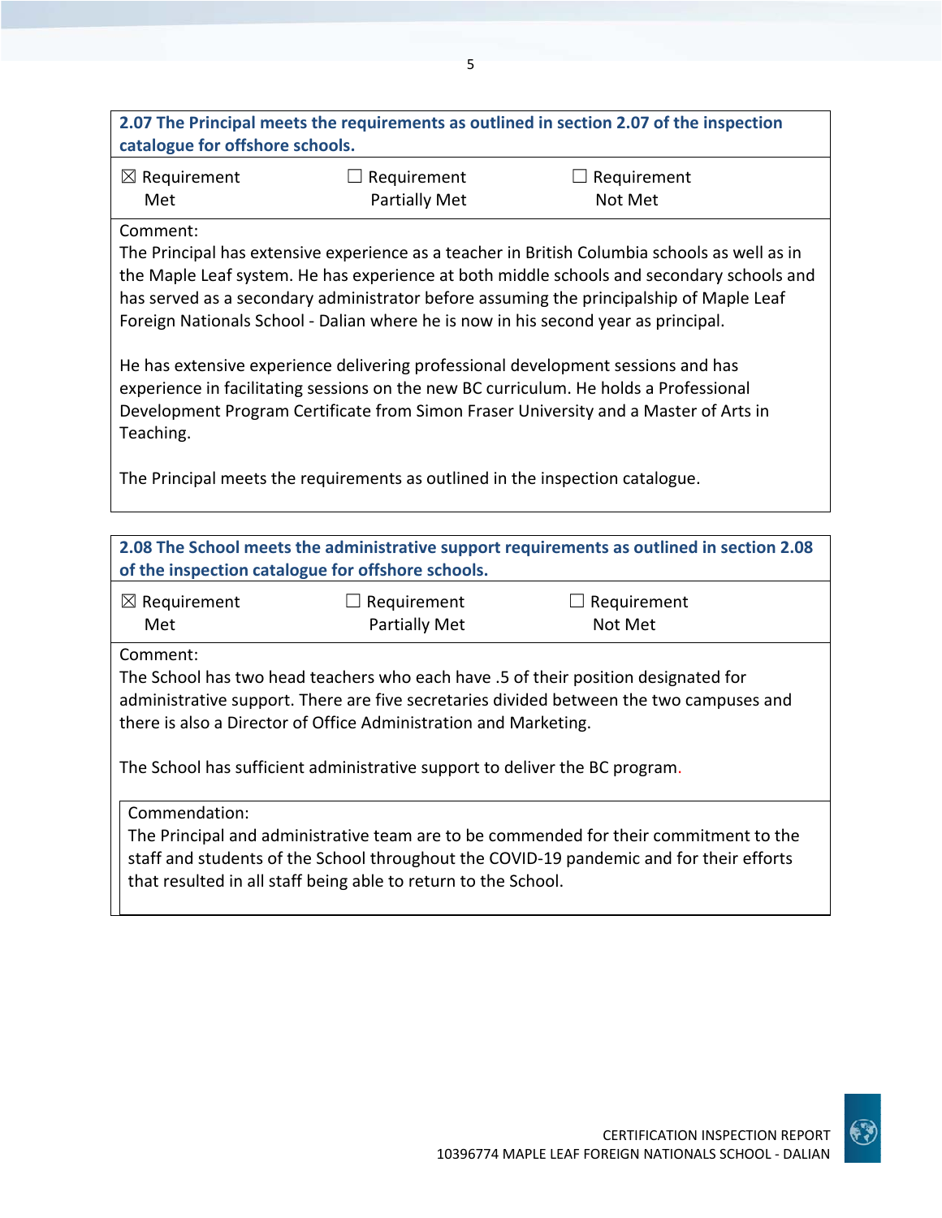**2.07 The Principal meets the requirements as outlined in section 2.07 of the inspection catalogue for offshore schools.**

| ☒ Requirement Met | ☐ Requirement Partially Met | ☐ Requirement Not Met |
|---|---|---|

Comment:
The Principal has extensive experience as a teacher in British Columbia schools as well as in the Maple Leaf system. He has experience at both middle schools and secondary schools and has served as a secondary administrator before assuming the principalship of Maple Leaf Foreign Nationals School - Dalian where he is now in his second year as principal.

He has extensive experience delivering professional development sessions and has experience in facilitating sessions on the new BC curriculum. He holds a Professional Development Program Certificate from Simon Fraser University and a Master of Arts in Teaching.

The Principal meets the requirements as outlined in the inspection catalogue.

**2.08 The School meets the administrative support requirements as outlined in section 2.08 of the inspection catalogue for offshore schools.**

| ☒ Requirement Met | ☐ Requirement Partially Met | ☐ Requirement Not Met |
|---|---|---|

Comment:
The School has two head teachers who each have .5 of their position designated for administrative support. There are five secretaries divided between the two campuses and there is also a Director of Office Administration and Marketing.

The School has sufficient administrative support to deliver the BC program.

Commendation:
The Principal and administrative team are to be commended for their commitment to the staff and students of the School throughout the COVID-19 pandemic and for their efforts that resulted in all staff being able to return to the School.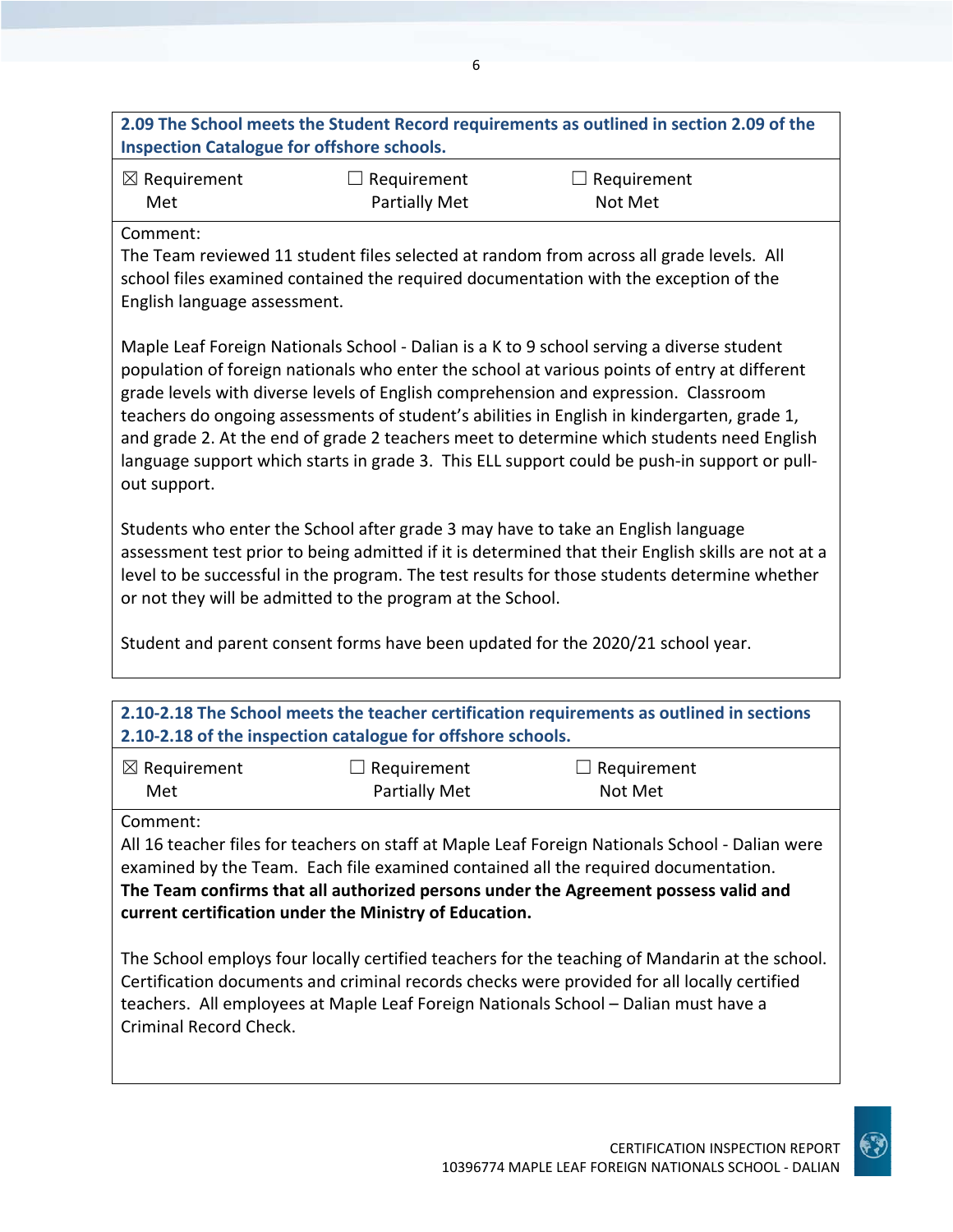| **2.09 The School meets the Student Record requirements as outlined in section 2.09 of the Inspection Catalogue for offshore schools.** | | |
|---|---|---|
| ☒ Requirement Met | ☐ Requirement Partially Met | ☐ Requirement Not Met |

Comment:
The Team reviewed 11 student files selected at random from across all grade levels. All school files examined contained the required documentation with the exception of the English language assessment.

Maple Leaf Foreign Nationals School - Dalian is a K to 9 school serving a diverse student population of foreign nationals who enter the school at various points of entry at different grade levels with diverse levels of English comprehension and expression. Classroom teachers do ongoing assessments of student's abilities in English in kindergarten, grade 1, and grade 2. At the end of grade 2 teachers meet to determine which students need English language support which starts in grade 3. This ELL support could be push-in support or pull-out support.

Students who enter the School after grade 3 may have to take an English language assessment test prior to being admitted if it is determined that their English skills are not at a level to be successful in the program. The test results for those students determine whether or not they will be admitted to the program at the School.

Student and parent consent forms have been updated for the 2020/21 school year.

| **2.10-2.18 The School meets the teacher certification requirements as outlined in sections 2.10-2.18 of the inspection catalogue for offshore schools.** | | |
|---|---|---|
| ☒ Requirement Met | ☐ Requirement Partially Met | ☐ Requirement Not Met |

Comment:
All 16 teacher files for teachers on staff at Maple Leaf Foreign Nationals School - Dalian were examined by the Team. Each file examined contained all the required documentation. **The Team confirms that all authorized persons under the Agreement possess valid and current certification under the Ministry of Education.**

The School employs four locally certified teachers for the teaching of Mandarin at the school. Certification documents and criminal records checks were provided for all locally certified teachers. All employees at Maple Leaf Foreign Nationals School – Dalian must have a Criminal Record Check.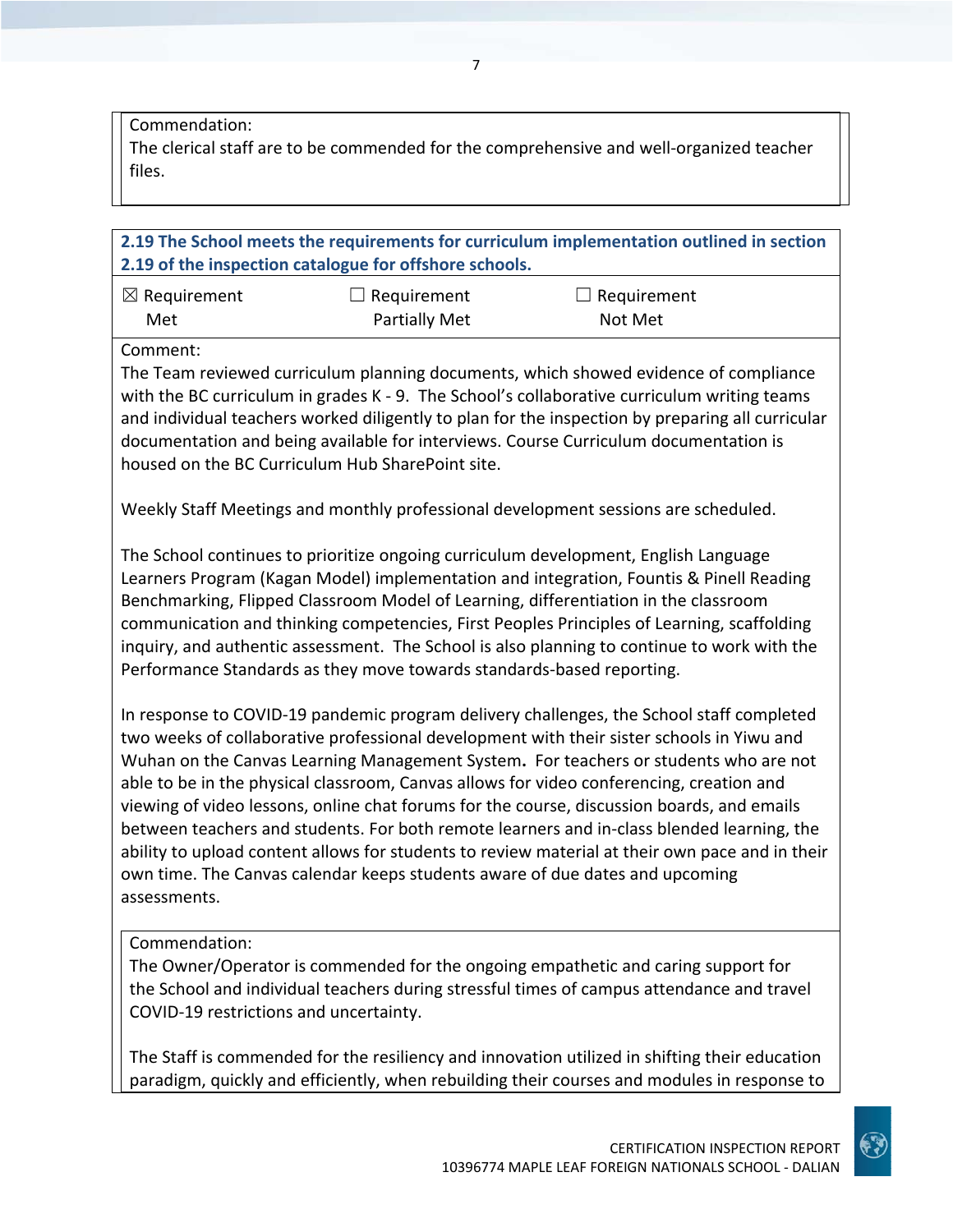Commendation:
The clerical staff are to be commended for the comprehensive and well-organized teacher files.

**2.19 The School meets the requirements for curriculum implementation outlined in section 2.19 of the inspection catalogue for offshore schools.**

| ☒ Requirement Met | ☐ Requirement Partially Met | ☐ Requirement Not Met |
|---|---|---|

Comment:
The Team reviewed curriculum planning documents, which showed evidence of compliance with the BC curriculum in grades K - 9. The School's collaborative curriculum writing teams and individual teachers worked diligently to plan for the inspection by preparing all curricular documentation and being available for interviews. Course Curriculum documentation is housed on the BC Curriculum Hub SharePoint site.

Weekly Staff Meetings and monthly professional development sessions are scheduled.

The School continues to prioritize ongoing curriculum development, English Language Learners Program (Kagan Model) implementation and integration, Fountis & Pinell Reading Benchmarking, Flipped Classroom Model of Learning, differentiation in the classroom communication and thinking competencies, First Peoples Principles of Learning, scaffolding inquiry, and authentic assessment. The School is also planning to continue to work with the Performance Standards as they move towards standards-based reporting.

In response to COVID-19 pandemic program delivery challenges, the School staff completed two weeks of collaborative professional development with their sister schools in Yiwu and Wuhan on the Canvas Learning Management System. For teachers or students who are not able to be in the physical classroom, Canvas allows for video conferencing, creation and viewing of video lessons, online chat forums for the course, discussion boards, and emails between teachers and students. For both remote learners and in-class blended learning, the ability to upload content allows for students to review material at their own pace and in their own time. The Canvas calendar keeps students aware of due dates and upcoming assessments.

Commendation:
The Owner/Operator is commended for the ongoing empathetic and caring support for the School and individual teachers during stressful times of campus attendance and travel COVID-19 restrictions and uncertainty.

The Staff is commended for the resiliency and innovation utilized in shifting their education paradigm, quickly and efficiently, when rebuilding their courses and modules in response to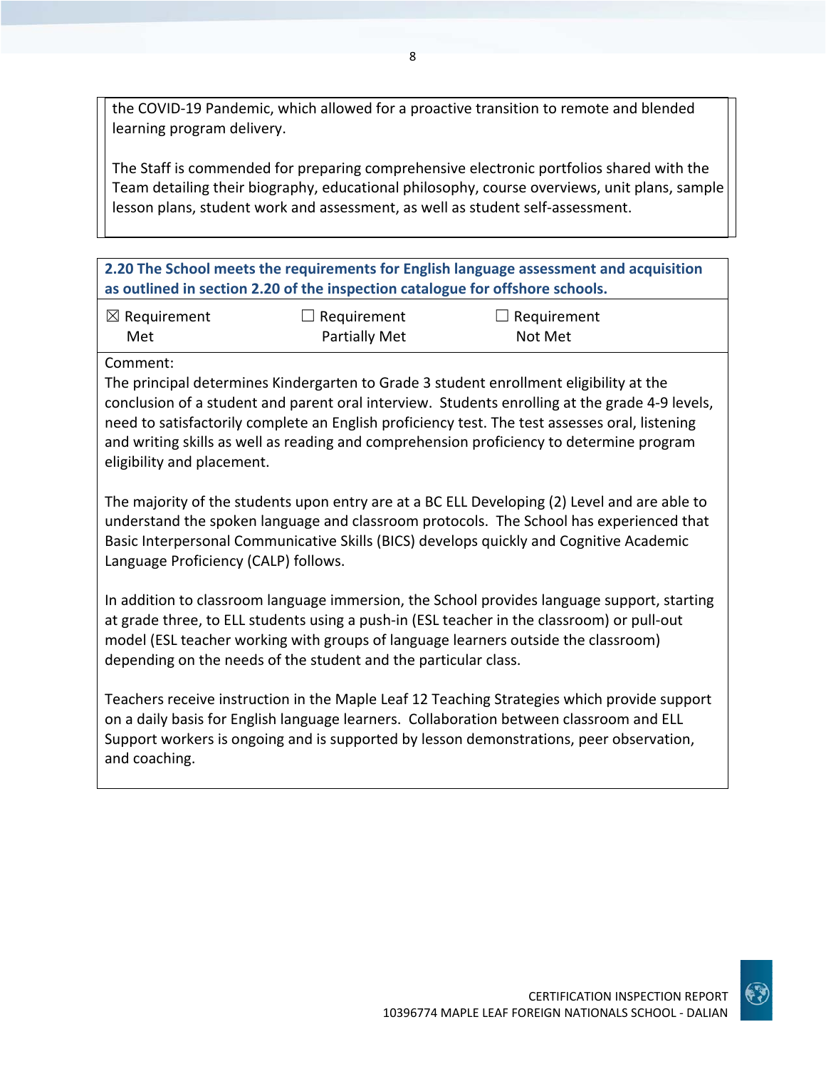the COVID-19 Pandemic, which allowed for a proactive transition to remote and blended learning program delivery.

The Staff is commended for preparing comprehensive electronic portfolios shared with the Team detailing their biography, educational philosophy, course overviews, unit plans, sample lesson plans, student work and assessment, as well as student self-assessment.

**2.20 The School meets the requirements for English language assessment and acquisition as outlined in section 2.20 of the inspection catalogue for offshore schools.**

| ☒ Requirement Met | ☐ Requirement Partially Met | ☐ Requirement Not Met |
|---|---|---|

Comment:
The principal determines Kindergarten to Grade 3 student enrollment eligibility at the conclusion of a student and parent oral interview. Students enrolling at the grade 4-9 levels, need to satisfactorily complete an English proficiency test. The test assesses oral, listening and writing skills as well as reading and comprehension proficiency to determine program eligibility and placement.

The majority of the students upon entry are at a BC ELL Developing (2) Level and are able to understand the spoken language and classroom protocols. The School has experienced that Basic Interpersonal Communicative Skills (BICS) develops quickly and Cognitive Academic Language Proficiency (CALP) follows.

In addition to classroom language immersion, the School provides language support, starting at grade three, to ELL students using a push-in (ESL teacher in the classroom) or pull-out model (ESL teacher working with groups of language learners outside the classroom) depending on the needs of the student and the particular class.

Teachers receive instruction in the Maple Leaf 12 Teaching Strategies which provide support on a daily basis for English language learners. Collaboration between classroom and ELL Support workers is ongoing and is supported by lesson demonstrations, peer observation, and coaching.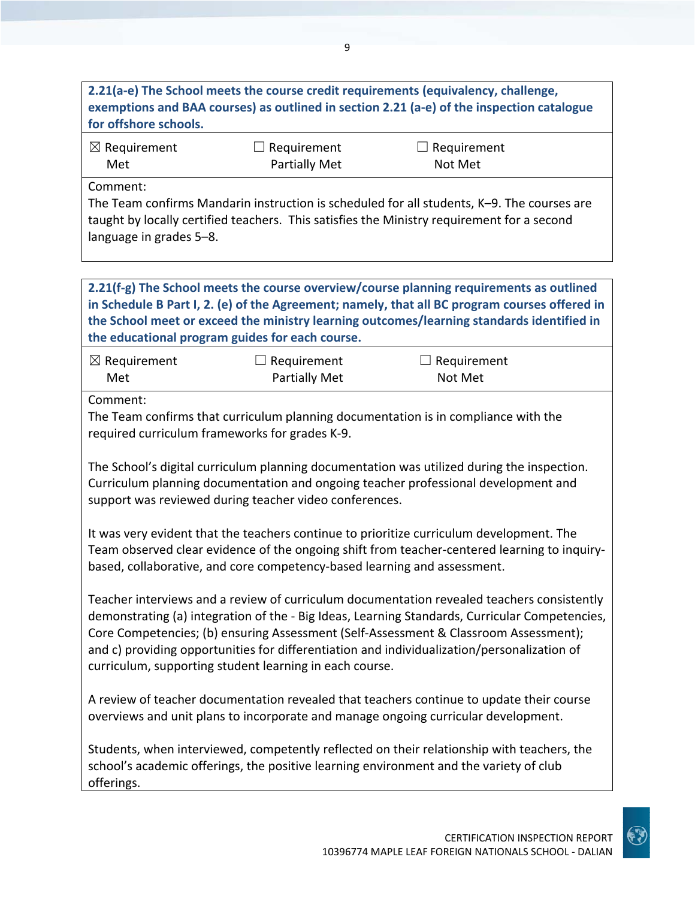**2.21(a-e) The School meets the course credit requirements (equivalency, challenge, exemptions and BAA courses) as outlined in section 2.21 (a-e) of the inspection catalogue for offshore schools.**

| ☒ Requirement Met | ☐ Requirement Partially Met | ☐ Requirement Not Met |
|---|---|---|

Comment:

The Team confirms Mandarin instruction is scheduled for all students, K–9. The courses are taught by locally certified teachers. This satisfies the Ministry requirement for a second language in grades 5–8.

**2.21(f-g) The School meets the course overview/course planning requirements as outlined in Schedule B Part I, 2. (e) of the Agreement; namely, that all BC program courses offered in the School meet or exceed the ministry learning outcomes/learning standards identified in the educational program guides for each course.**

| ☒ Requirement Met | ☐ Requirement Partially Met | ☐ Requirement Not Met |
|---|---|---|

Comment:

The Team confirms that curriculum planning documentation is in compliance with the required curriculum frameworks for grades K-9.

The School's digital curriculum planning documentation was utilized during the inspection. Curriculum planning documentation and ongoing teacher professional development and support was reviewed during teacher video conferences.

It was very evident that the teachers continue to prioritize curriculum development. The Team observed clear evidence of the ongoing shift from teacher-centered learning to inquiry-based, collaborative, and core competency-based learning and assessment.

Teacher interviews and a review of curriculum documentation revealed teachers consistently demonstrating (a) integration of the - Big Ideas, Learning Standards, Curricular Competencies, Core Competencies; (b) ensuring Assessment (Self-Assessment & Classroom Assessment); and c) providing opportunities for differentiation and individualization/personalization of curriculum, supporting student learning in each course.

A review of teacher documentation revealed that teachers continue to update their course overviews and unit plans to incorporate and manage ongoing curricular development.

Students, when interviewed, competently reflected on their relationship with teachers, the school's academic offerings, the positive learning environment and the variety of club offerings.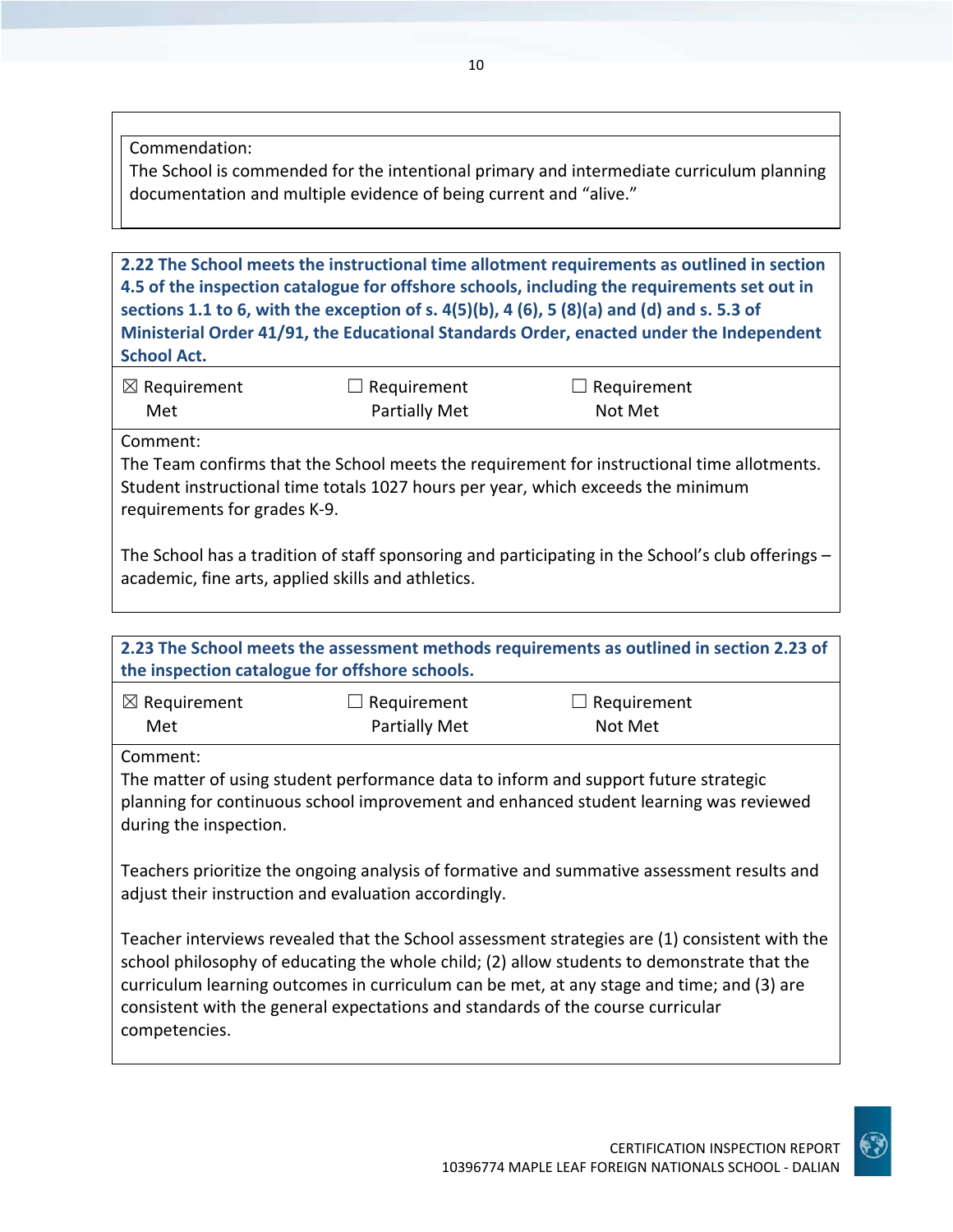Commendation:
The School is commended for the intentional primary and intermediate curriculum planning documentation and multiple evidence of being current and "alive."

**2.22 The School meets the instructional time allotment requirements as outlined in section 4.5 of the inspection catalogue for offshore schools, including the requirements set out in sections 1.1 to 6, with the exception of s. 4(5)(b), 4 (6), 5 (8)(a) and (d) and s. 5.3 of Ministerial Order 41/91, the Educational Standards Order, enacted under the Independent School Act.**

| ☒ Requirement Met | ☐ Requirement Partially Met | ☐ Requirement Not Met |
|---|---|---|

Comment:
The Team confirms that the School meets the requirement for instructional time allotments. Student instructional time totals 1027 hours per year, which exceeds the minimum requirements for grades K-9.

The School has a tradition of staff sponsoring and participating in the School's club offerings – academic, fine arts, applied skills and athletics.

**2.23 The School meets the assessment methods requirements as outlined in section 2.23 of the inspection catalogue for offshore schools.**

| ☒ Requirement Met | ☐ Requirement Partially Met | ☐ Requirement Not Met |
|---|---|---|

Comment:
The matter of using student performance data to inform and support future strategic planning for continuous school improvement and enhanced student learning was reviewed during the inspection.

Teachers prioritize the ongoing analysis of formative and summative assessment results and adjust their instruction and evaluation accordingly.

Teacher interviews revealed that the School assessment strategies are (1) consistent with the school philosophy of educating the whole child; (2) allow students to demonstrate that the curriculum learning outcomes in curriculum can be met, at any stage and time; and (3) are consistent with the general expectations and standards of the course curricular competencies.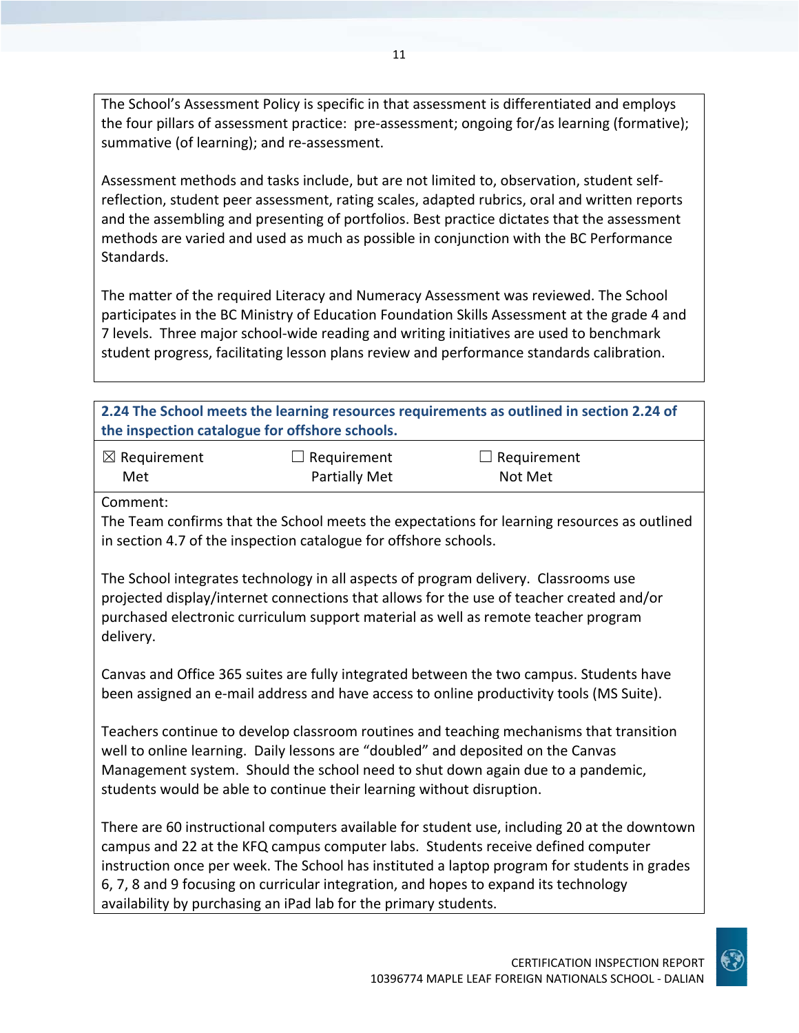The School's Assessment Policy is specific in that assessment is differentiated and employs the four pillars of assessment practice: pre-assessment; ongoing for/as learning (formative); summative (of learning); and re-assessment.

Assessment methods and tasks include, but are not limited to, observation, student self-reflection, student peer assessment, rating scales, adapted rubrics, oral and written reports and the assembling and presenting of portfolios. Best practice dictates that the assessment methods are varied and used as much as possible in conjunction with the BC Performance Standards.

The matter of the required Literacy and Numeracy Assessment was reviewed. The School participates in the BC Ministry of Education Foundation Skills Assessment at the grade 4 and 7 levels. Three major school-wide reading and writing initiatives are used to benchmark student progress, facilitating lesson plans review and performance standards calibration.

**2.24 The School meets the learning resources requirements as outlined in section 2.24 of the inspection catalogue for offshore schools.**

| ☒ Requirement Met | ☐ Requirement Partially Met | ☐ Requirement Not Met |
|---|---|---|

Comment:
The Team confirms that the School meets the expectations for learning resources as outlined in section 4.7 of the inspection catalogue for offshore schools.

The School integrates technology in all aspects of program delivery. Classrooms use projected display/internet connections that allows for the use of teacher created and/or purchased electronic curriculum support material as well as remote teacher program delivery.

Canvas and Office 365 suites are fully integrated between the two campus. Students have been assigned an e-mail address and have access to online productivity tools (MS Suite).

Teachers continue to develop classroom routines and teaching mechanisms that transition well to online learning. Daily lessons are "doubled" and deposited on the Canvas Management system. Should the school need to shut down again due to a pandemic, students would be able to continue their learning without disruption.

There are 60 instructional computers available for student use, including 20 at the downtown campus and 22 at the KFQ campus computer labs. Students receive defined computer instruction once per week. The School has instituted a laptop program for students in grades 6, 7, 8 and 9 focusing on curricular integration, and hopes to expand its technology availability by purchasing an iPad lab for the primary students.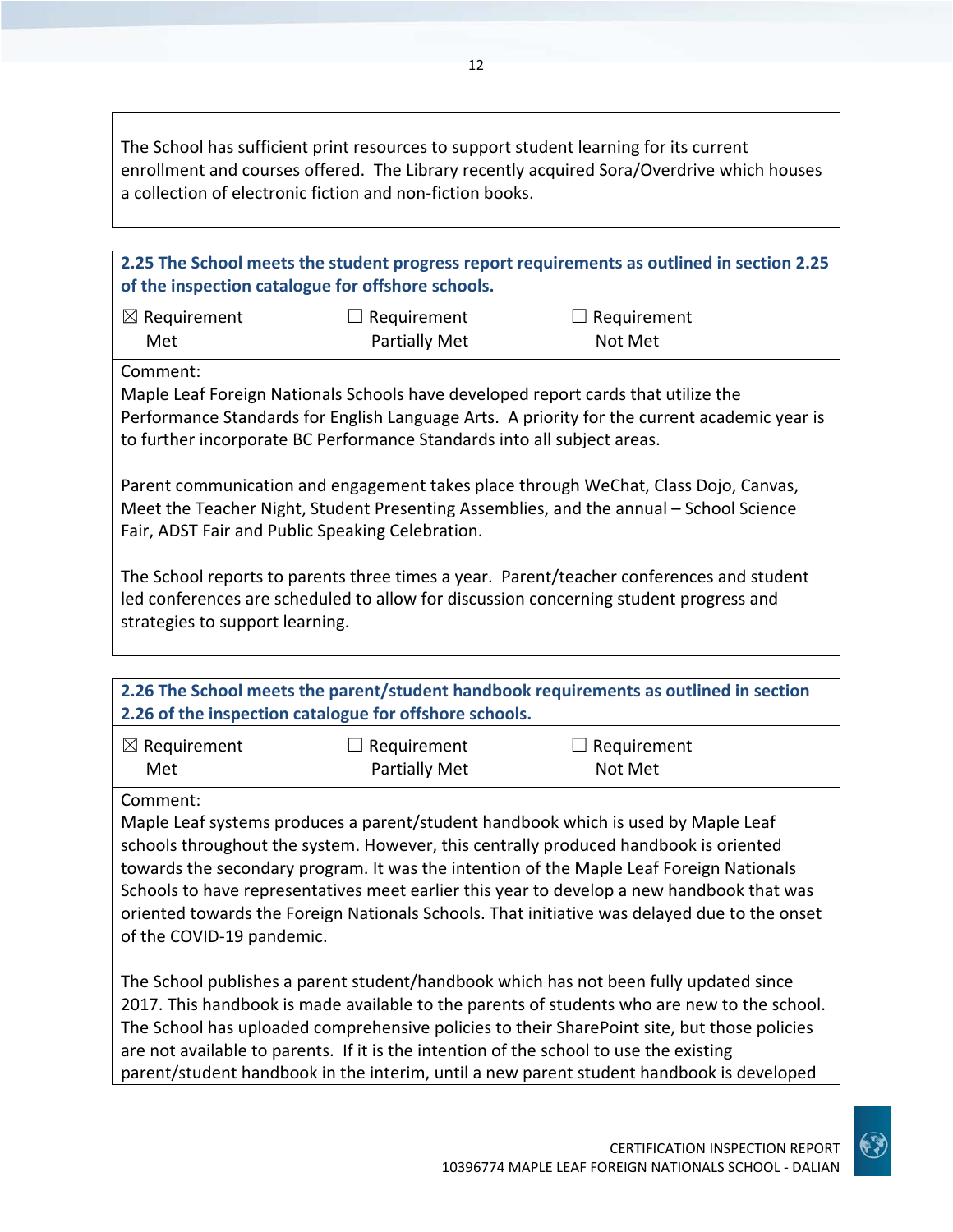The School has sufficient print resources to support student learning for its current enrollment and courses offered. The Library recently acquired Sora/Overdrive which houses a collection of electronic fiction and non-fiction books.

| **2.25 The School meets the student progress report requirements as outlined in section 2.25 of the inspection catalogue for offshore schools.** | | |
|---|---|---|
| ☒ Requirement Met | ☐ Requirement Partially Met | ☐ Requirement Not Met |

Comment:

Maple Leaf Foreign Nationals Schools have developed report cards that utilize the Performance Standards for English Language Arts. A priority for the current academic year is to further incorporate BC Performance Standards into all subject areas.

Parent communication and engagement takes place through WeChat, Class Dojo, Canvas, Meet the Teacher Night, Student Presenting Assemblies, and the annual – School Science Fair, ADST Fair and Public Speaking Celebration.

The School reports to parents three times a year. Parent/teacher conferences and student led conferences are scheduled to allow for discussion concerning student progress and strategies to support learning.

| **2.26 The School meets the parent/student handbook requirements as outlined in section 2.26 of the inspection catalogue for offshore schools.** | | |
|---|---|---|
| ☒ Requirement Met | ☐ Requirement Partially Met | ☐ Requirement Not Met |

Comment:

Maple Leaf systems produces a parent/student handbook which is used by Maple Leaf schools throughout the system. However, this centrally produced handbook is oriented towards the secondary program. It was the intention of the Maple Leaf Foreign Nationals Schools to have representatives meet earlier this year to develop a new handbook that was oriented towards the Foreign Nationals Schools. That initiative was delayed due to the onset of the COVID-19 pandemic.

The School publishes a parent student/handbook which has not been fully updated since 2017. This handbook is made available to the parents of students who are new to the school. The School has uploaded comprehensive policies to their SharePoint site, but those policies are not available to parents. If it is the intention of the school to use the existing parent/student handbook in the interim, until a new parent student handbook is developed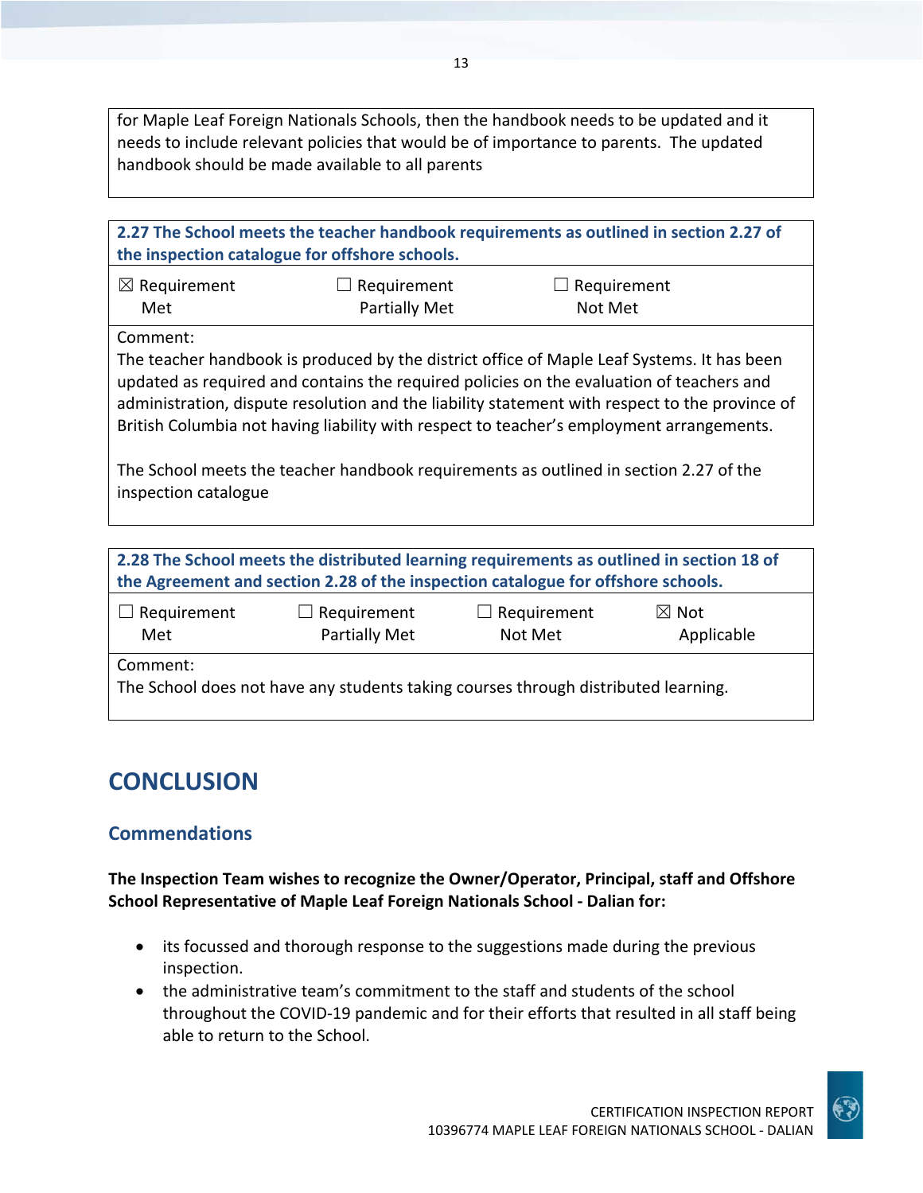for Maple Leaf Foreign Nationals Schools, then the handbook needs to be updated and it needs to include relevant policies that would be of importance to parents. The updated handbook should be made available to all parents

| **2.27 The School meets the teacher handbook requirements as outlined in section 2.27 of the inspection catalogue for offshore schools.** | | |
|---|---|---|
| ☒ Requirement Met | ☐ Requirement Partially Met | ☐ Requirement Not Met |
| Comment:<br>The teacher handbook is produced by the district office of Maple Leaf Systems. It has been updated as required and contains the required policies on the evaluation of teachers and administration, dispute resolution and the liability statement with respect to the province of British Columbia not having liability with respect to teacher's employment arrangements.<br><br>The School meets the teacher handbook requirements as outlined in section 2.27 of the inspection catalogue | | |

| **2.28 The School meets the distributed learning requirements as outlined in section 18 of the Agreement and section 2.28 of the inspection catalogue for offshore schools.** | | | |
|---|---|---|---|
| ☐ Requirement Met | ☐ Requirement Partially Met | ☐ Requirement Not Met | ☒ Not Applicable |
| Comment:<br>The School does not have any students taking courses through distributed learning. | | | |

# CONCLUSION

## Commendations

**The Inspection Team wishes to recognize the Owner/Operator, Principal, staff and Offshore School Representative of Maple Leaf Foreign Nationals School - Dalian for:**

- its focussed and thorough response to the suggestions made during the previous inspection.
- the administrative team's commitment to the staff and students of the school throughout the COVID-19 pandemic and for their efforts that resulted in all staff being able to return to the School.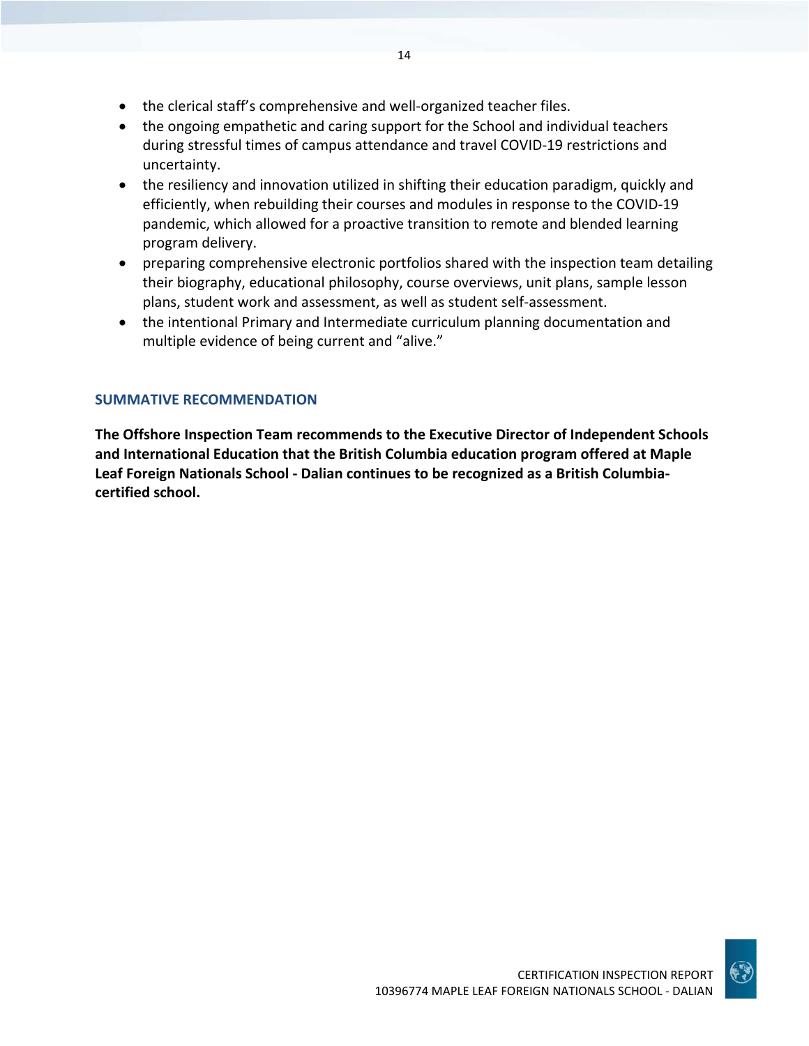- the clerical staff's comprehensive and well-organized teacher files.
- the ongoing empathetic and caring support for the School and individual teachers during stressful times of campus attendance and travel COVID-19 restrictions and uncertainty.
- the resiliency and innovation utilized in shifting their education paradigm, quickly and efficiently, when rebuilding their courses and modules in response to the COVID-19 pandemic, which allowed for a proactive transition to remote and blended learning program delivery.
- preparing comprehensive electronic portfolios shared with the inspection team detailing their biography, educational philosophy, course overviews, unit plans, sample lesson plans, student work and assessment, as well as student self-assessment.
- the intentional Primary and Intermediate curriculum planning documentation and multiple evidence of being current and "alive."

## SUMMATIVE RECOMMENDATION

**The Offshore Inspection Team recommends to the Executive Director of Independent Schools and International Education that the British Columbia education program offered at Maple Leaf Foreign Nationals School - Dalian continues to be recognized as a British Columbia-certified school.**